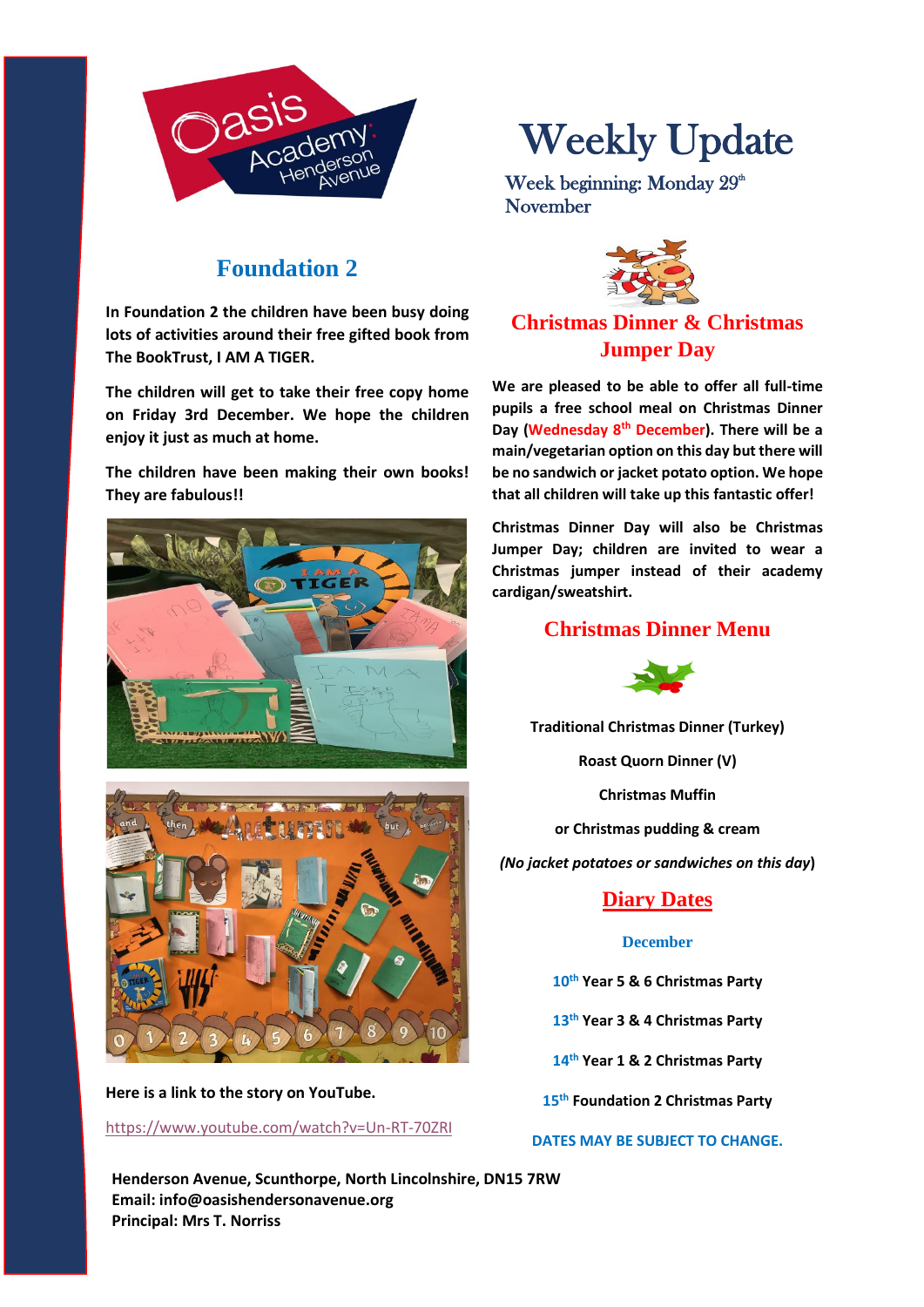# Weekly Update

Week beginning: Monday 29th November

## Foundation 2

**In Foundation 2 the children have been busy doing lots of activities around their free gifted book from The BookTrust, I AM A TIGER.**

**The children will get to take their free copy home on Friday 3rd December. We hope the children enjoy it just as much at home.**

**The children have been making their own books! They are fabulous!!**

**Here is a link to the story on YouTube.**

https://www.youtube.com/watch?v=Un-RT-70ZRI

## Christmas Dinner & Christmas Jumper Day

**We are pleased to be able to offer all full-time pupils a free school meal on Christmas Dinner Day (Wednesday 8th December). There will be a main/vegetarian option on this day but there will be no sandwich or jacket potato option. We hope that all children will take up this fantastic offer!**

**Christmas Dinner Day will also be Christmas Jumper Day; children are invited to wear a Christmas jumper instead of their academy cardigan/sweatshirt.**

## Christmas Dinner Menu

**Traditional Christmas Dinner (Turkey)**

**Roast Quorn Dinner (V)**

**Christmas Muffin**

**or Christmas pudding & cream**

***(No jacket potatoes or sandwiches on this day)***

## Diary Dates

### December

**10th Year 5 & 6 Christmas Party**

**13th Year 3 & 4 Christmas Party**

**14th Year 1 & 2 Christmas Party**

**15th Foundation 2 Christmas Party**

**DATES MAY BE SUBJECT TO CHANGE.**

**Henderson Avenue, Scunthorpe, North Lincolnshire, DN15 7RW**
**Email: info@oasishendersonavenue.org**
**Principal: Mrs T. Norriss**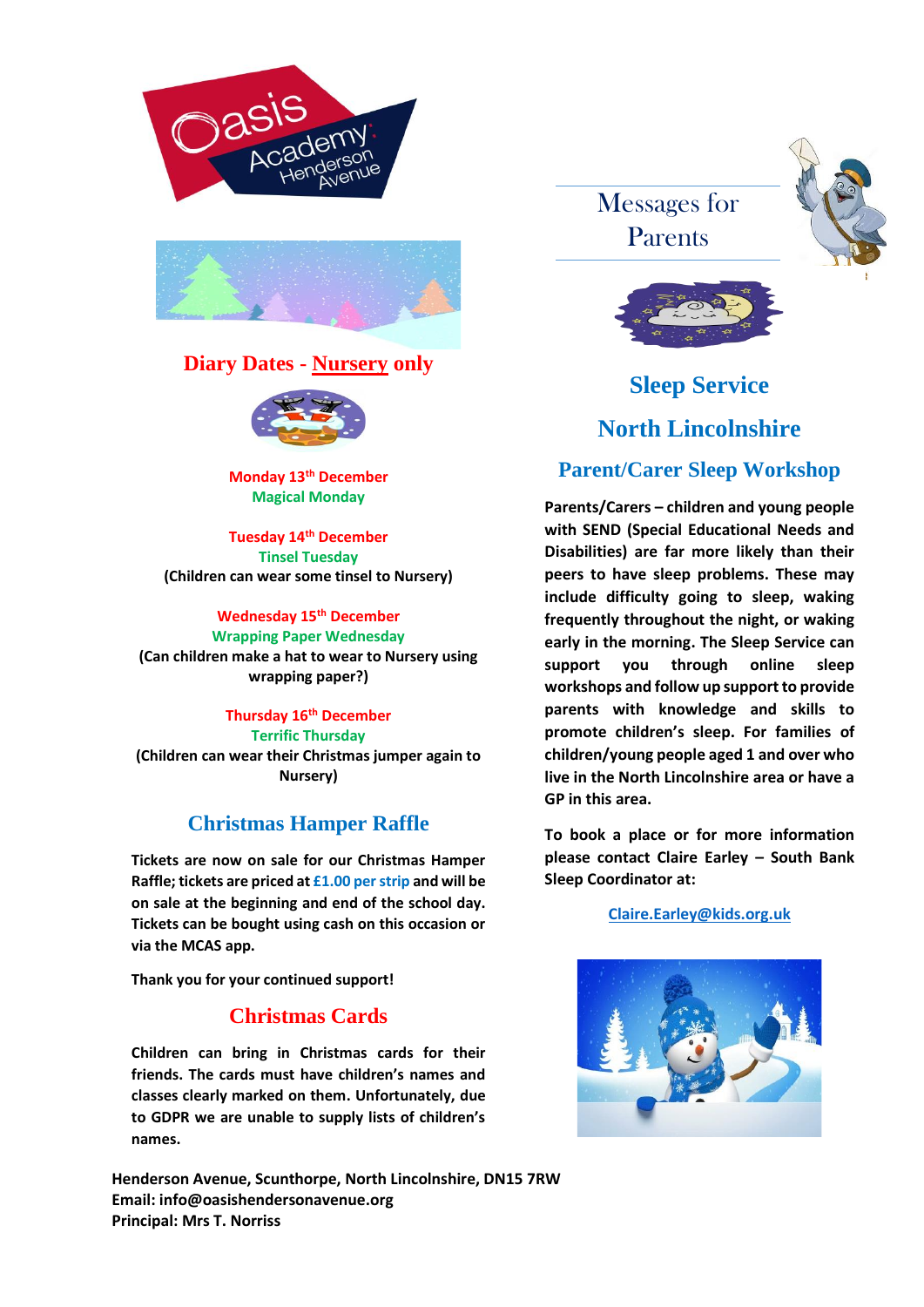## Diary Dates - Nursery only

**Monday 13th December**
**Magical Monday**

**Tuesday 14th December**
**Tinsel Tuesday**
**(Children can wear some tinsel to Nursery)**

**Wednesday 15th December**
**Wrapping Paper Wednesday**
**(Can children make a hat to wear to Nursery using wrapping paper?)**

**Thursday 16th December**
**Terrific Thursday**
**(Children can wear their Christmas jumper again to Nursery)**

## Christmas Hamper Raffle

**Tickets are now on sale for our Christmas Hamper Raffle; tickets are priced at £1.00 per strip and will be on sale at the beginning and end of the school day. Tickets can be bought using cash on this occasion or via the MCAS app.**

**Thank you for your continued support!**

## Christmas Cards

**Children can bring in Christmas cards for their friends. The cards must have children's names and classes clearly marked on them. Unfortunately, due to GDPR we are unable to supply lists of children's names.**

# Messages for Parents

## Sleep Service

## North Lincolnshire

### Parent/Carer Sleep Workshop

**Parents/Carers – children and young people with SEND (Special Educational Needs and Disabilities) are far more likely than their peers to have sleep problems. These may include difficulty going to sleep, waking frequently throughout the night, or waking early in the morning. The Sleep Service can support you through online sleep workshops and follow up support to provide parents with knowledge and skills to promote children's sleep. For families of children/young people aged 1 and over who live in the North Lincolnshire area or have a GP in this area.**

**To book a place or for more information please contact Claire Earley – South Bank Sleep Coordinator at:**

**Claire.Earley@kids.org.uk**

**Henderson Avenue, Scunthorpe, North Lincolnshire, DN15 7RW**
**Email: info@oasishendersonavenue.org**
**Principal: Mrs T. Norriss**